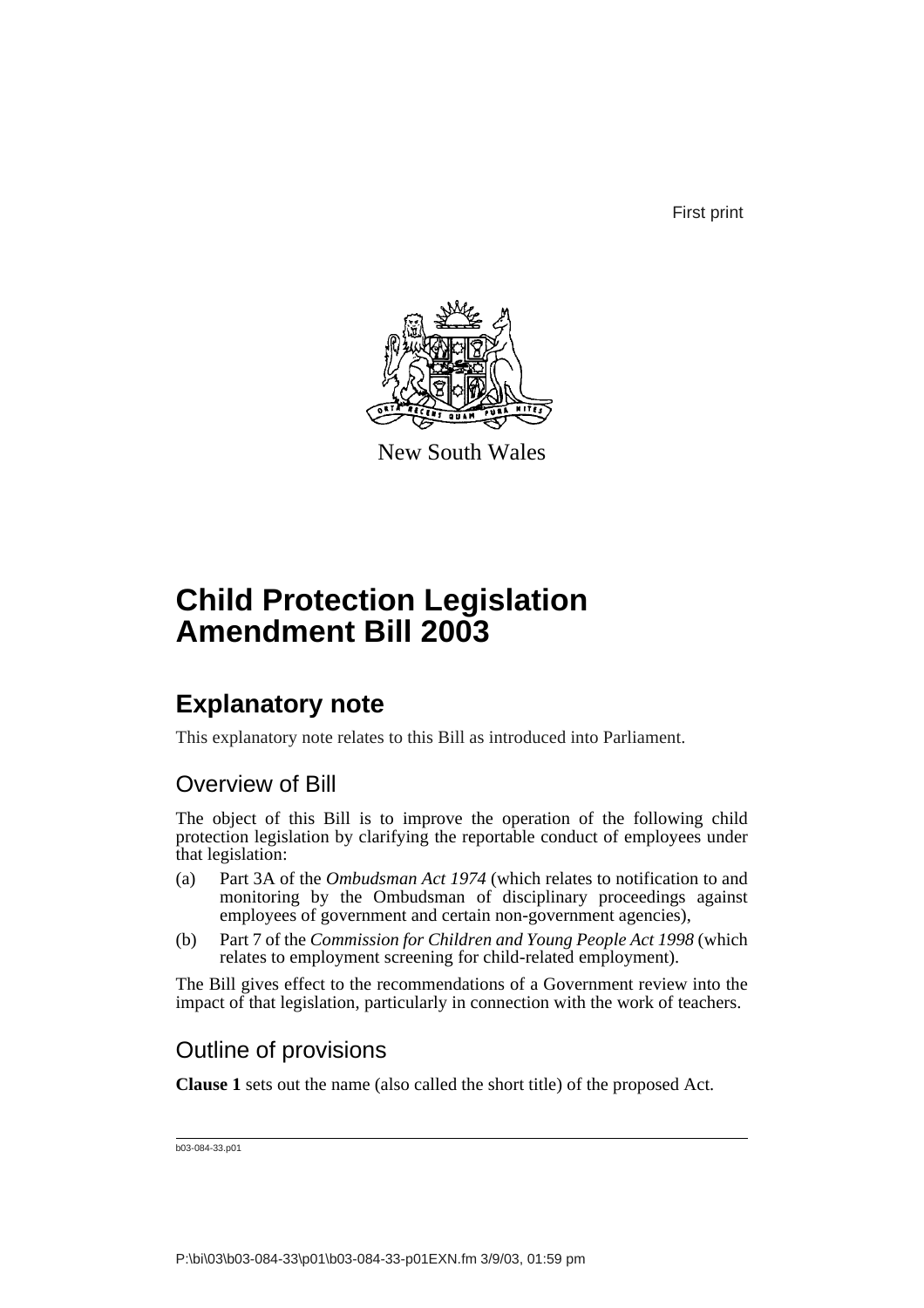First print

New South Wales

# Child Protection Legislation Amendment Bill 2003

## Explanatory note

This explanatory note relates to this Bill as introduced into Parliament.

### Overview of Bill

The object of this Bill is to improve the operation of the following child protection legislation by clarifying the reportable conduct of employees under that legislation:

(a) Part 3A of the *Ombudsman Act 1974* (which relates to notification to and monitoring by the Ombudsman of disciplinary proceedings against employees of government and certain non-government agencies),

(b) Part 7 of the *Commission for Children and Young People Act 1998* (which relates to employment screening for child-related employment).

The Bill gives effect to the recommendations of a Government review into the impact of that legislation, particularly in connection with the work of teachers.

### Outline of provisions

**Clause 1** sets out the name (also called the short title) of the proposed Act.

b03-084-33.p01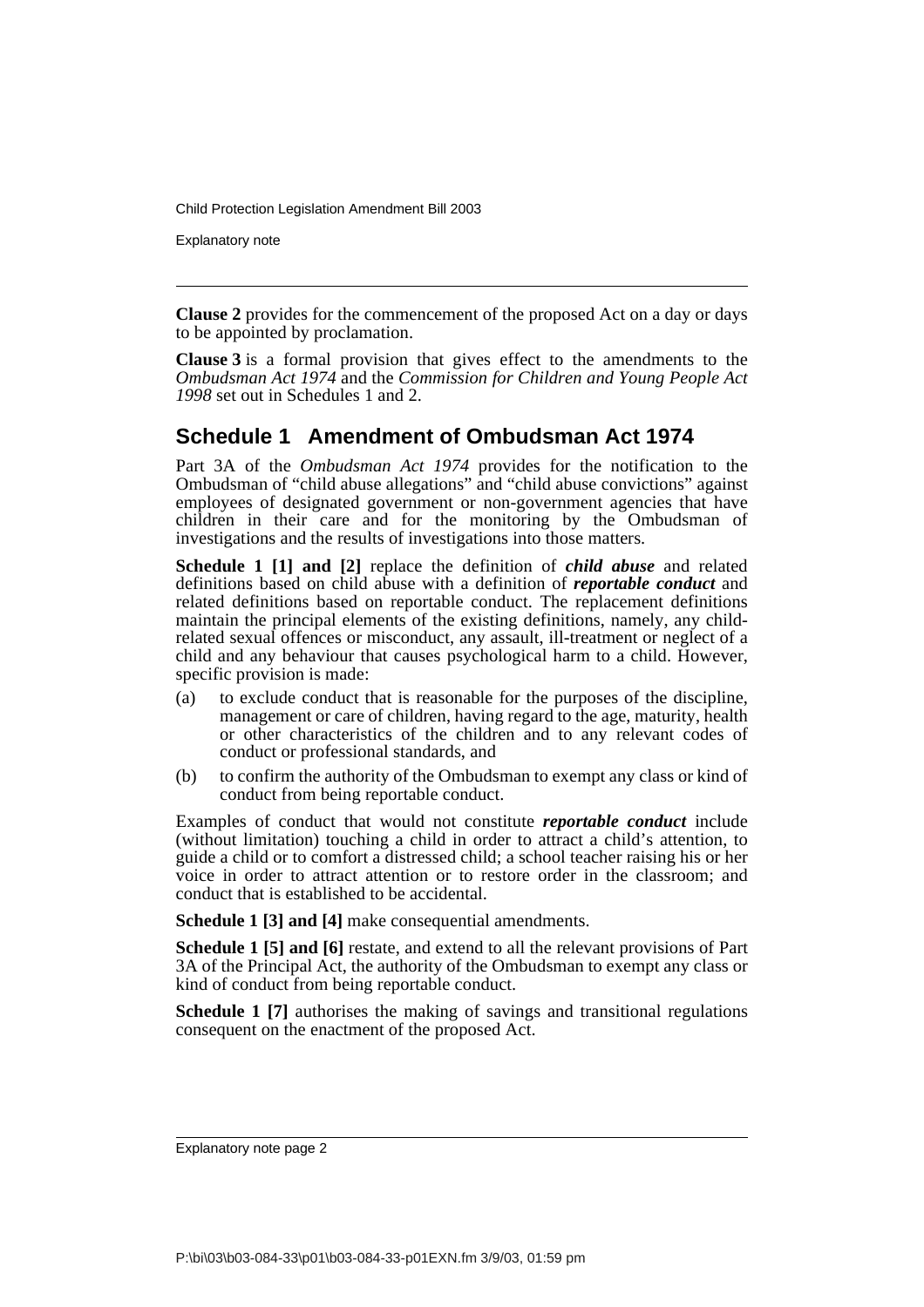**Clause 2** provides for the commencement of the proposed Act on a day or days to be appointed by proclamation.

**Clause 3** is a formal provision that gives effect to the amendments to the *Ombudsman Act 1974* and the *Commission for Children and Young People Act 1998* set out in Schedules 1 and 2.

## Schedule 1 Amendment of Ombudsman Act 1974

Part 3A of the *Ombudsman Act 1974* provides for the notification to the Ombudsman of "child abuse allegations" and "child abuse convictions" against employees of designated government or non-government agencies that have children in their care and for the monitoring by the Ombudsman of investigations and the results of investigations into those matters.

**Schedule 1 [1] and [2]** replace the definition of ***child abuse*** and related definitions based on child abuse with a definition of ***reportable conduct*** and related definitions based on reportable conduct. The replacement definitions maintain the principal elements of the existing definitions, namely, any child-related sexual offences or misconduct, any assault, ill-treatment or neglect of a child and any behaviour that causes psychological harm to a child. However, specific provision is made:

(a) to exclude conduct that is reasonable for the purposes of the discipline, management or care of children, having regard to the age, maturity, health or other characteristics of the children and to any relevant codes of conduct or professional standards, and

(b) to confirm the authority of the Ombudsman to exempt any class or kind of conduct from being reportable conduct.

Examples of conduct that would not constitute ***reportable conduct*** include (without limitation) touching a child in order to attract a child's attention, to guide a child or to comfort a distressed child; a school teacher raising his or her voice in order to attract attention or to restore order in the classroom; and conduct that is established to be accidental.

**Schedule 1 [3] and [4]** make consequential amendments.

**Schedule 1 [5] and [6]** restate, and extend to all the relevant provisions of Part 3A of the Principal Act, the authority of the Ombudsman to exempt any class or kind of conduct from being reportable conduct.

**Schedule 1 [7]** authorises the making of savings and transitional regulations consequent on the enactment of the proposed Act.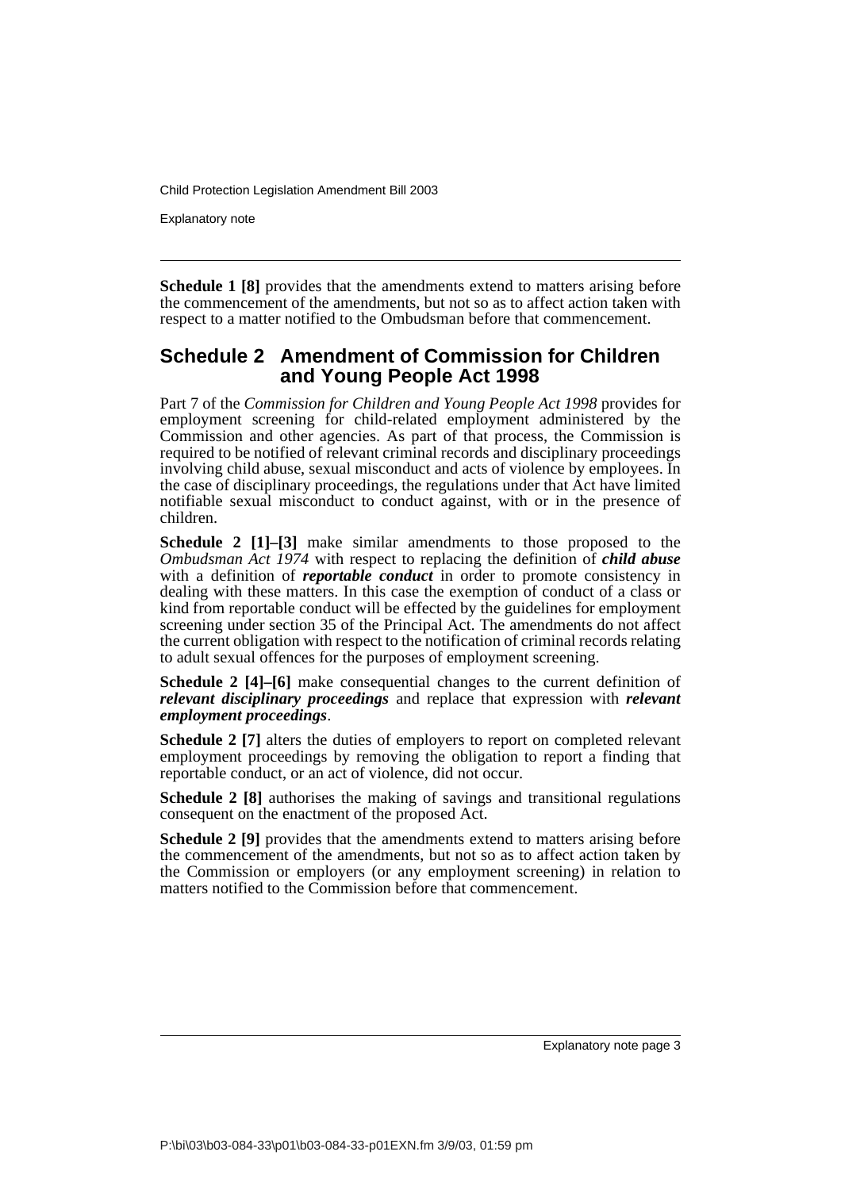**Schedule 1 [8]** provides that the amendments extend to matters arising before the commencement of the amendments, but not so as to affect action taken with respect to a matter notified to the Ombudsman before that commencement.

## Schedule 2 Amendment of Commission for Children and Young People Act 1998

Part 7 of the *Commission for Children and Young People Act 1998* provides for employment screening for child-related employment administered by the Commission and other agencies. As part of that process, the Commission is required to be notified of relevant criminal records and disciplinary proceedings involving child abuse, sexual misconduct and acts of violence by employees. In the case of disciplinary proceedings, the regulations under that Act have limited notifiable sexual misconduct to conduct against, with or in the presence of children.

**Schedule 2 [1]–[3]** make similar amendments to those proposed to the *Ombudsman Act 1974* with respect to replacing the definition of ***child abuse*** with a definition of ***reportable conduct*** in order to promote consistency in dealing with these matters. In this case the exemption of conduct of a class or kind from reportable conduct will be effected by the guidelines for employment screening under section 35 of the Principal Act. The amendments do not affect the current obligation with respect to the notification of criminal records relating to adult sexual offences for the purposes of employment screening.

**Schedule 2 [4]–[6]** make consequential changes to the current definition of ***relevant disciplinary proceedings*** and replace that expression with ***relevant employment proceedings***.

**Schedule 2 [7]** alters the duties of employers to report on completed relevant employment proceedings by removing the obligation to report a finding that reportable conduct, or an act of violence, did not occur.

**Schedule 2 [8]** authorises the making of savings and transitional regulations consequent on the enactment of the proposed Act.

**Schedule 2 [9]** provides that the amendments extend to matters arising before the commencement of the amendments, but not so as to affect action taken by the Commission or employers (or any employment screening) in relation to matters notified to the Commission before that commencement.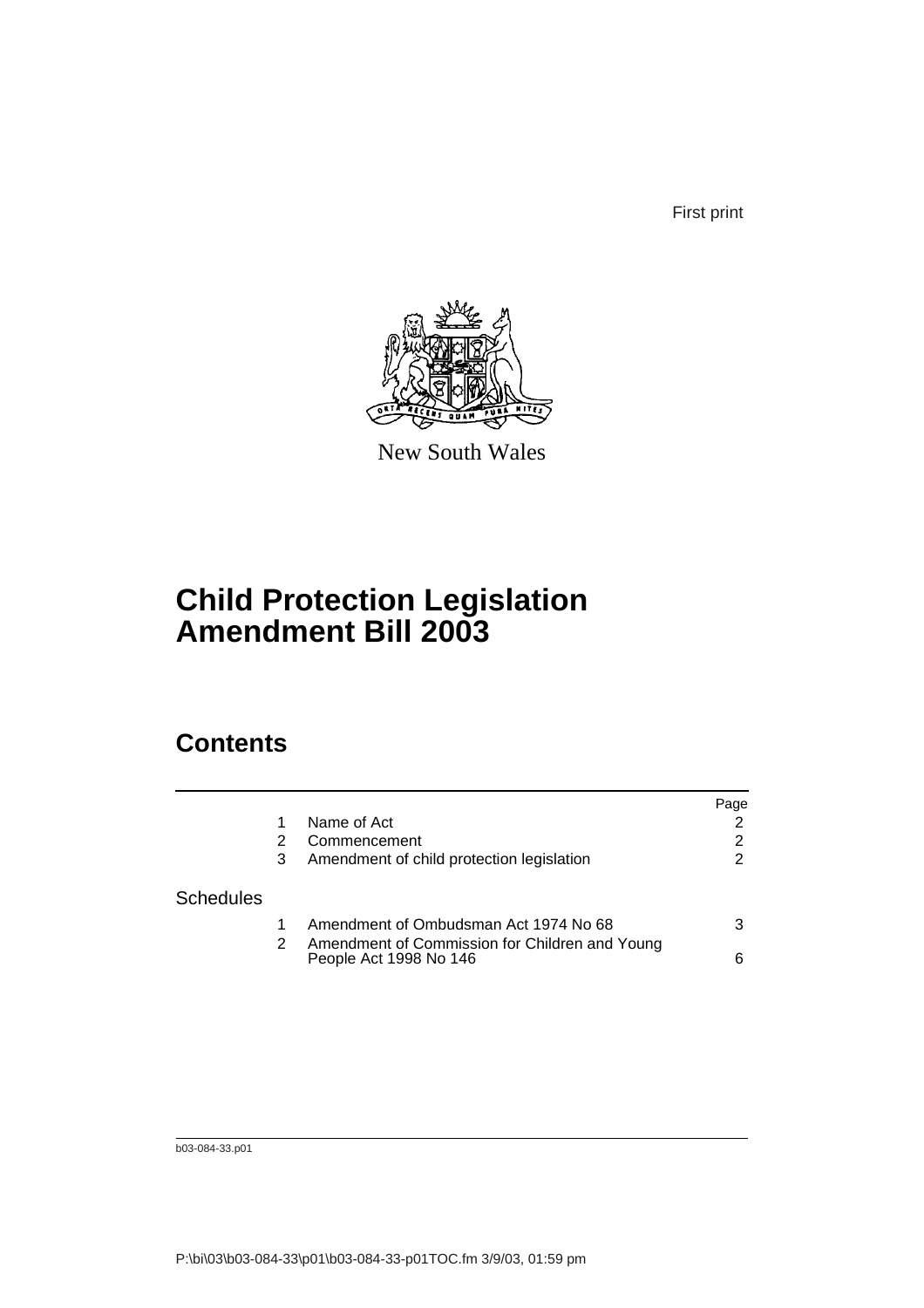First print

New South Wales

# Child Protection Legislation Amendment Bill 2003

## Contents

| | | | Page |
|---|---|---|---|
| | 1 | Name of Act | 2 |
| | 2 | Commencement | 2 |
| | 3 | Amendment of child protection legislation | 2 |
| Schedules | | | |
| | 1 | Amendment of Ombudsman Act 1974 No 68 | 3 |
| | 2 | Amendment of Commission for Children and Young People Act 1998 No 146 | 6 |

b03-084-33.p01

P:\bi\03\b03-084-33\p01\b03-084-33-p01TOC.fm 3/9/03, 01:59 pm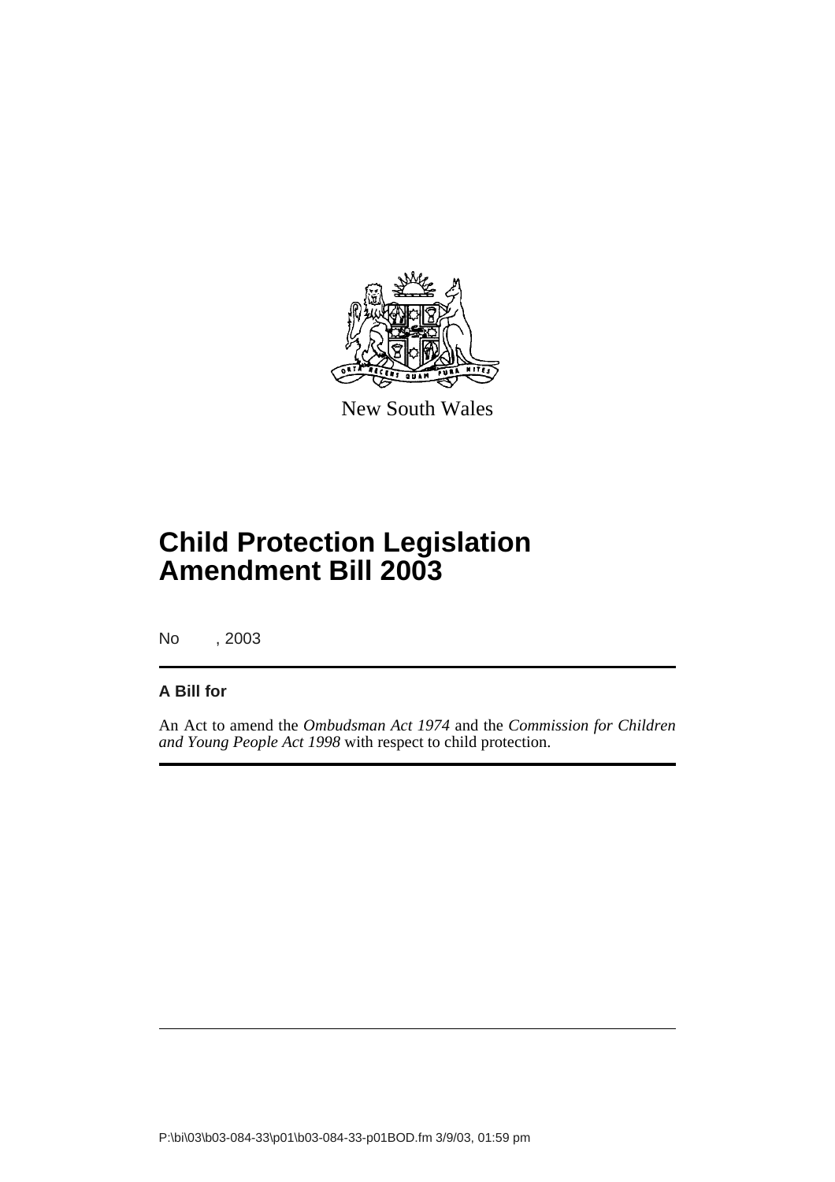New South Wales

# Child Protection Legislation Amendment Bill 2003

No , 2003

**A Bill for**

An Act to amend the *Ombudsman Act 1974* and the *Commission for Children and Young People Act 1998* with respect to child protection.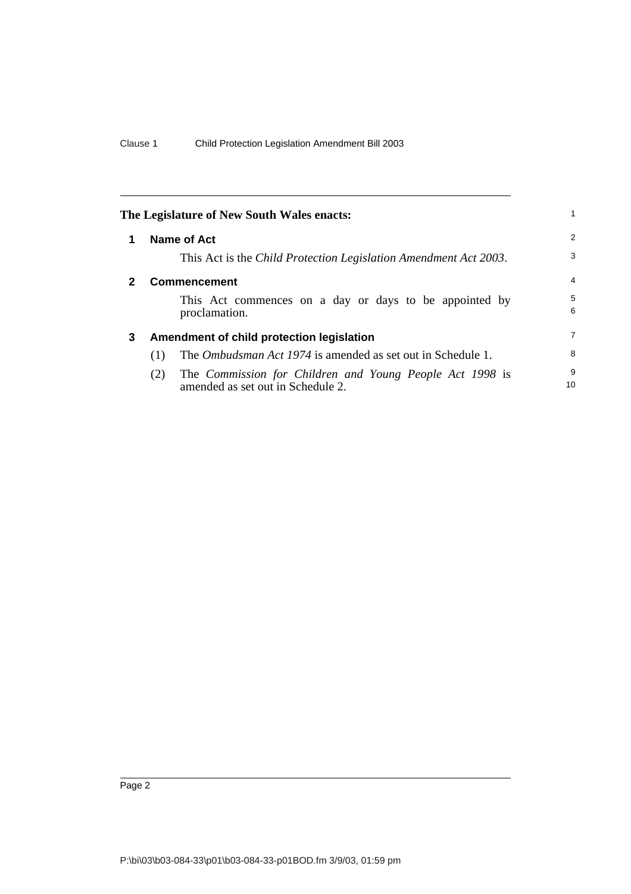**The Legislature of New South Wales enacts:**

## 1 Name of Act

This Act is the *Child Protection Legislation Amendment Act 2003*.

## 2 Commencement

This Act commences on a day or days to be appointed by proclamation.

## 3 Amendment of child protection legislation

(1) The *Ombudsman Act 1974* is amended as set out in Schedule 1.

(2) The *Commission for Children and Young People Act 1998* is amended as set out in Schedule 2.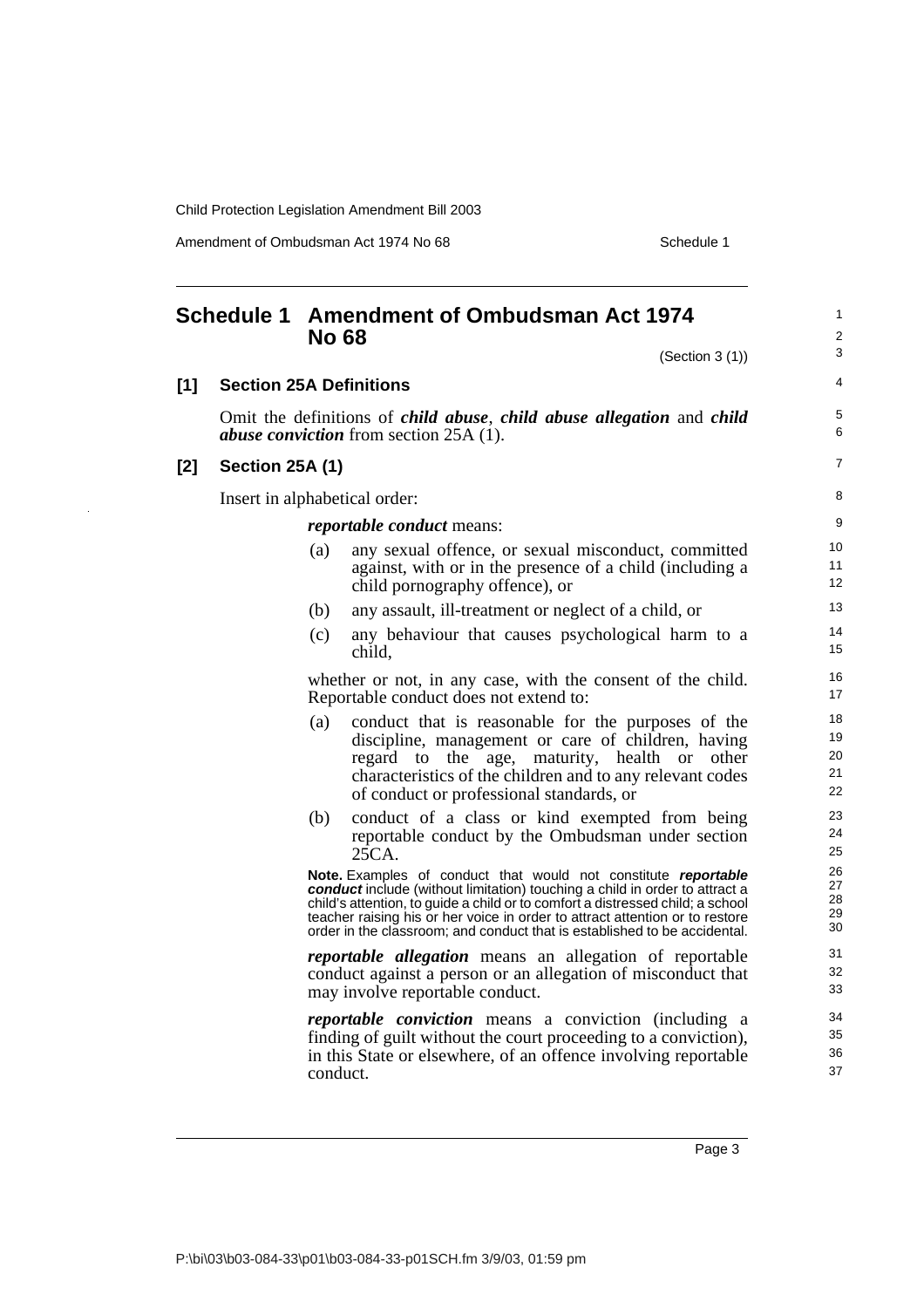# Schedule 1 Amendment of Ombudsman Act 1974 No 68

(Section 3 (1))

## [1] Section 25A Definitions

Omit the definitions of ***child abuse***, ***child abuse allegation*** and ***child abuse conviction*** from section 25A (1).

## [2] Section 25A (1)

Insert in alphabetical order:

***reportable conduct*** means:

(a) any sexual offence, or sexual misconduct, committed against, with or in the presence of a child (including a child pornography offence), or

(b) any assault, ill-treatment or neglect of a child, or

(c) any behaviour that causes psychological harm to a child,

whether or not, in any case, with the consent of the child. Reportable conduct does not extend to:

(a) conduct that is reasonable for the purposes of the discipline, management or care of children, having regard to the age, maturity, health or other characteristics of the children and to any relevant codes of conduct or professional standards, or

(b) conduct of a class or kind exempted from being reportable conduct by the Ombudsman under section 25CA.

**Note.** Examples of conduct that would not constitute ***reportable conduct*** include (without limitation) touching a child in order to attract a child's attention, to guide a child or to comfort a distressed child; a school teacher raising his or her voice in order to attract attention or to restore order in the classroom; and conduct that is established to be accidental.

***reportable allegation*** means an allegation of reportable conduct against a person or an allegation of misconduct that may involve reportable conduct.

***reportable conviction*** means a conviction (including a finding of guilt without the court proceeding to a conviction), in this State or elsewhere, of an offence involving reportable conduct.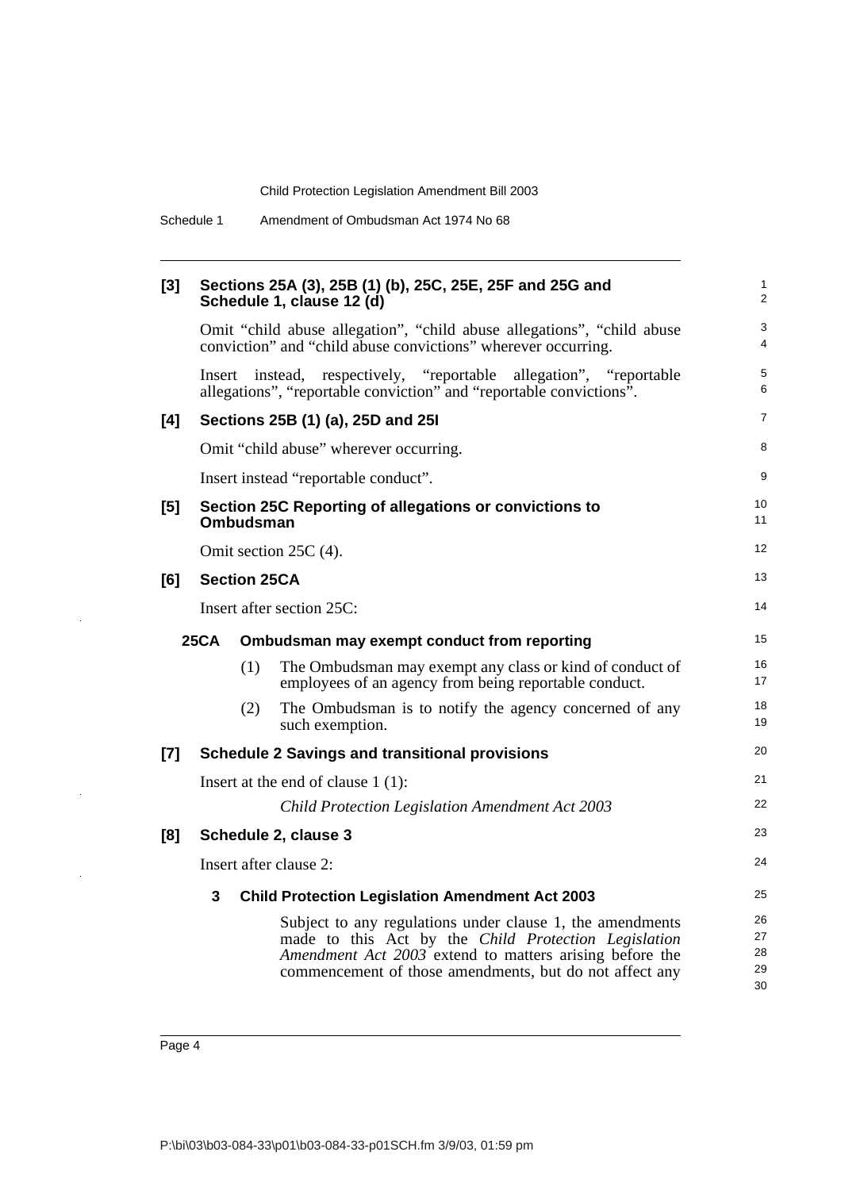**[3] Sections 25A (3), 25B (1) (b), 25C, 25E, 25F and 25G and Schedule 1, clause 12 (d)**

Omit "child abuse allegation", "child abuse allegations", "child abuse conviction" and "child abuse convictions" wherever occurring.

Insert instead, respectively, "reportable allegation", "reportable allegations", "reportable conviction" and "reportable convictions".

**[4] Sections 25B (1) (a), 25D and 25I**

Omit "child abuse" wherever occurring.

Insert instead "reportable conduct".

**[5] Section 25C Reporting of allegations or convictions to Ombudsman**

Omit section 25C (4).

**[6] Section 25CA**

Insert after section 25C:

**25CA Ombudsman may exempt conduct from reporting**

(1) The Ombudsman may exempt any class or kind of conduct of employees of an agency from being reportable conduct.

(2) The Ombudsman is to notify the agency concerned of any such exemption.

**[7] Schedule 2 Savings and transitional provisions**

Insert at the end of clause 1 (1):

*Child Protection Legislation Amendment Act 2003*

**[8] Schedule 2, clause 3**

Insert after clause 2:

**3 Child Protection Legislation Amendment Act 2003**

Subject to any regulations under clause 1, the amendments made to this Act by the *Child Protection Legislation Amendment Act 2003* extend to matters arising before the commencement of those amendments, but do not affect any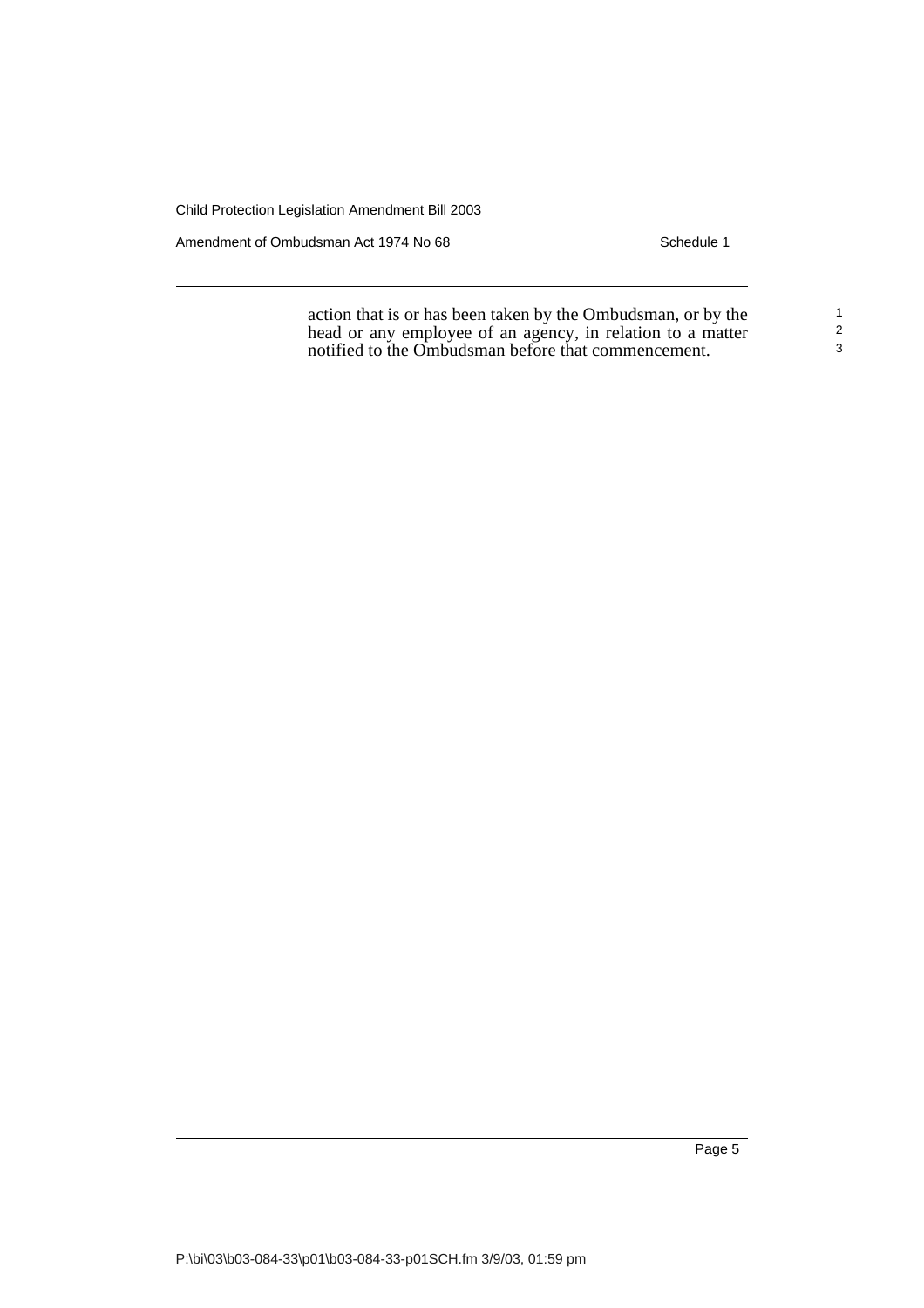action that is or has been taken by the Ombudsman, or by the head or any employee of an agency, in relation to a matter notified to the Ombudsman before that commencement.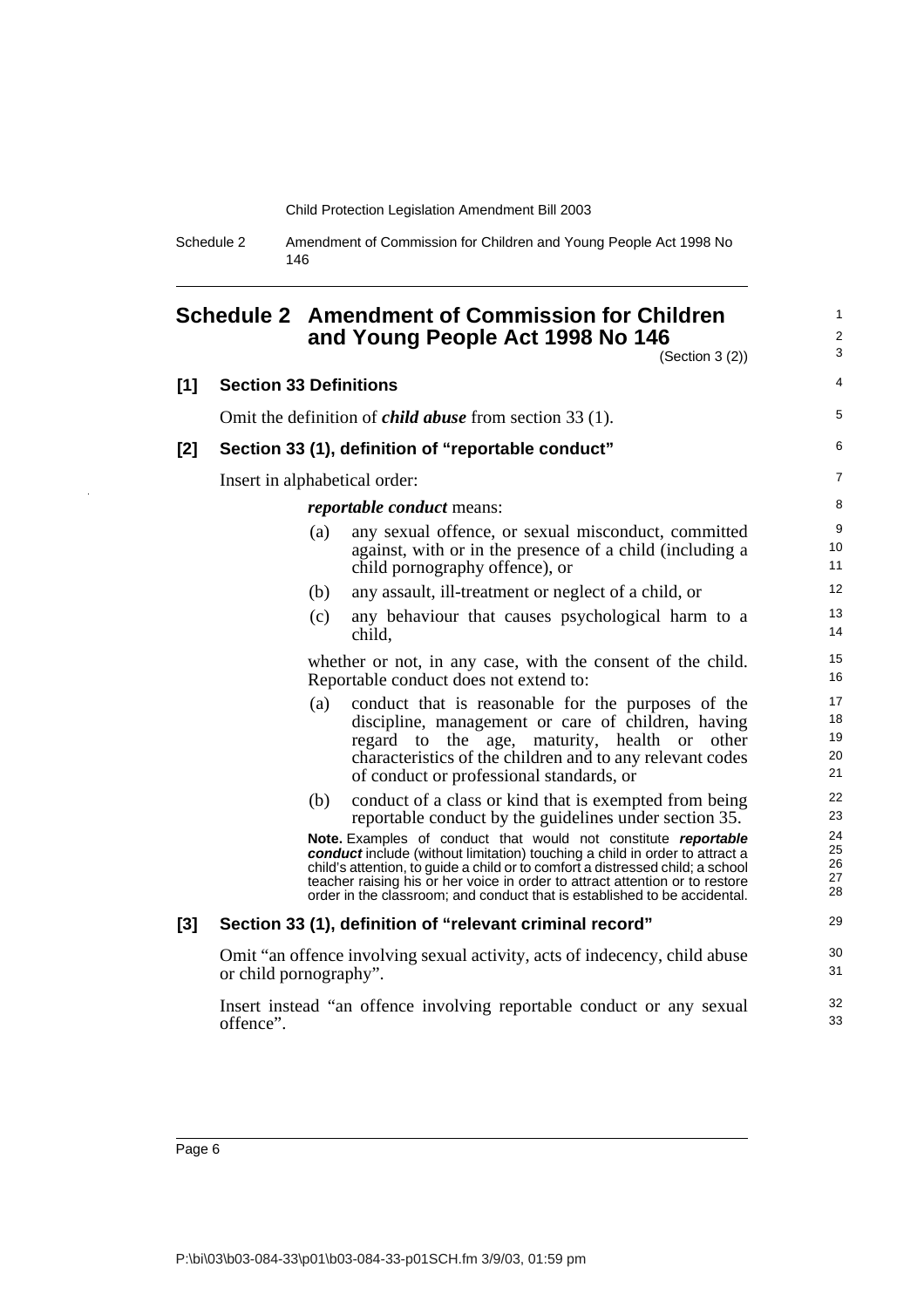# Schedule 2 Amendment of Commission for Children and Young People Act 1998 No 146

(Section 3 (2))

**[1] Section 33 Definitions**

Omit the definition of ***child abuse*** from section 33 (1).

**[2] Section 33 (1), definition of "reportable conduct"**

Insert in alphabetical order:

> ***reportable conduct*** means:
>
> (a) any sexual offence, or sexual misconduct, committed against, with or in the presence of a child (including a child pornography offence), or
>
> (b) any assault, ill-treatment or neglect of a child, or
>
> (c) any behaviour that causes psychological harm to a child,
>
> whether or not, in any case, with the consent of the child. Reportable conduct does not extend to:
>
> (a) conduct that is reasonable for the purposes of the discipline, management or care of children, having regard to the age, maturity, health or other characteristics of the children and to any relevant codes of conduct or professional standards, or
>
> (b) conduct of a class or kind that is exempted from being reportable conduct by the guidelines under section 35.
>
> **Note.** Examples of conduct that would not constitute ***reportable conduct*** include (without limitation) touching a child in order to attract a child's attention, to guide a child or to comfort a distressed child; a school teacher raising his or her voice in order to attract attention or to restore order in the classroom; and conduct that is established to be accidental.

**[3] Section 33 (1), definition of "relevant criminal record"**

Omit "an offence involving sexual activity, acts of indecency, child abuse or child pornography".

Insert instead "an offence involving reportable conduct or any sexual offence".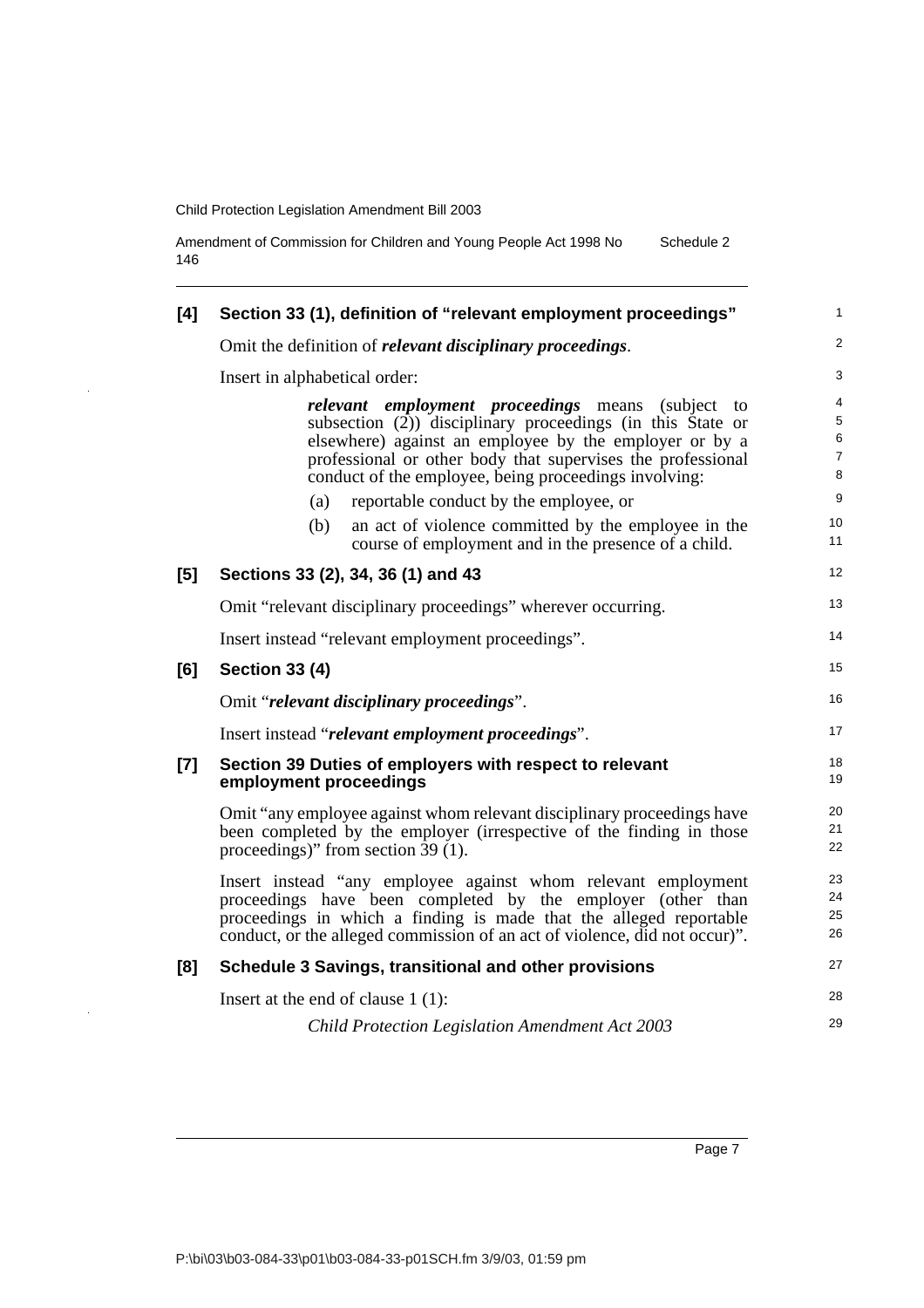### [4] Section 33 (1), definition of "relevant employment proceedings"

Omit the definition of ***relevant disciplinary proceedings***.

Insert in alphabetical order:

> ***relevant employment proceedings*** means (subject to subsection (2)) disciplinary proceedings (in this State or elsewhere) against an employee by the employer or by a professional or other body that supervises the professional conduct of the employee, being proceedings involving:
>
> (a) reportable conduct by the employee, or
>
> (b) an act of violence committed by the employee in the course of employment and in the presence of a child.

### [5] Sections 33 (2), 34, 36 (1) and 43

Omit "relevant disciplinary proceedings" wherever occurring.

Insert instead "relevant employment proceedings".

### [6] Section 33 (4)

Omit "***relevant disciplinary proceedings***".

Insert instead "***relevant employment proceedings***".

### [7] Section 39 Duties of employers with respect to relevant employment proceedings

Omit "any employee against whom relevant disciplinary proceedings have been completed by the employer (irrespective of the finding in those proceedings)" from section 39 (1).

Insert instead "any employee against whom relevant employment proceedings have been completed by the employer (other than proceedings in which a finding is made that the alleged reportable conduct, or the alleged commission of an act of violence, did not occur)".

### [8] Schedule 3 Savings, transitional and other provisions

Insert at the end of clause 1 (1):

> *Child Protection Legislation Amendment Act 2003*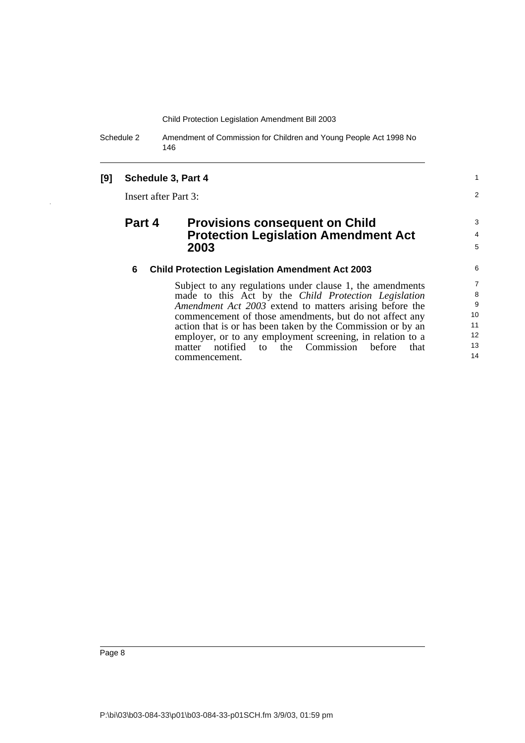**[9] Schedule 3, Part 4**

Insert after Part 3:

## Part 4 Provisions consequent on Child Protection Legislation Amendment Act 2003

### 6 Child Protection Legislation Amendment Act 2003

Subject to any regulations under clause 1, the amendments made to this Act by the *Child Protection Legislation Amendment Act 2003* extend to matters arising before the commencement of those amendments, but do not affect any action that is or has been taken by the Commission or by an employer, or to any employment screening, in relation to a matter notified to the Commission before that commencement.